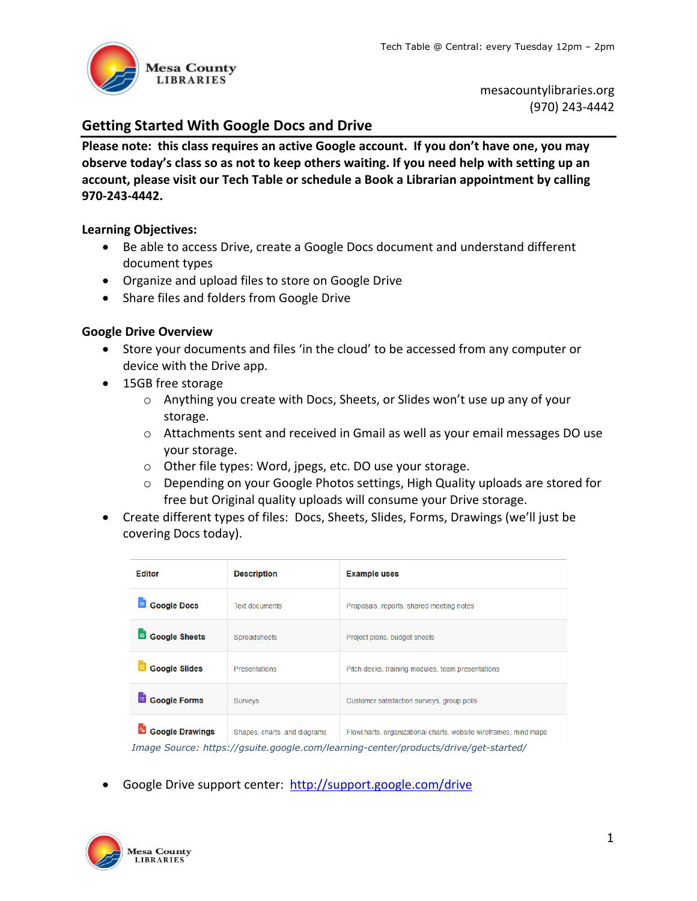Tech Table @ Central: every Tuesday 12pm – 2pm

mesacountylibraries.org
(970) 243-4442

# Getting Started With Google Docs and Drive

**Please note: this class requires an active Google account. If you don't have one, you may observe today's class so as not to keep others waiting. If you need help with setting up an account, please visit our Tech Table or schedule a Book a Librarian appointment by calling 970-243-4442.**

## Learning Objectives:

- Be able to access Drive, create a Google Docs document and understand different document types
- Organize and upload files to store on Google Drive
- Share files and folders from Google Drive

## Google Drive Overview

- Store your documents and files 'in the cloud' to be accessed from any computer or device with the Drive app.
- 15GB free storage
    - Anything you create with Docs, Sheets, or Slides won't use up any of your storage.
    - Attachments sent and received in Gmail as well as your email messages DO use your storage.
    - Other file types: Word, jpegs, etc. DO use your storage.
    - Depending on your Google Photos settings, High Quality uploads are stored for free but Original quality uploads will consume your Drive storage.
- Create different types of files: Docs, Sheets, Slides, Forms, Drawings (we'll just be covering Docs today).

| Editor | Description | Example uses |
|---|---|---|
| Google Docs | Text documents | Proposals, reports, shared meeting notes |
| Google Sheets | Spreadsheets | Project plans, budget sheets |
| Google Slides | Presentations | Pitch decks, training modules, team presentations |
| Google Forms | Surveys | Customer satisfaction surveys, group polls |
| Google Drawings | Shapes, charts, and diagrams | Flowcharts, organizational charts, website wireframes, mind maps |

*Image Source: https://gsuite.google.com/learning-center/products/drive/get-started/*

- Google Drive support center: [http://support.google.com/drive](http://support.google.com/drive)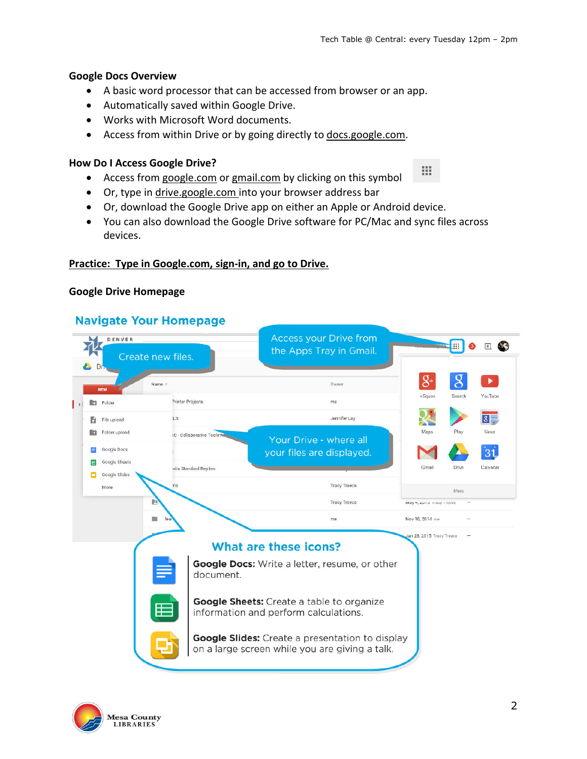### Google Docs Overview

- A basic word processor that can be accessed from browser or an app.
- Automatically saved within Google Drive.
- Works with Microsoft Word documents.
- Access from within Drive or by going directly to docs.google.com.

### How Do I Access Google Drive?

- Access from google.com or gmail.com by clicking on this symbol
- Or, type in drive.google.com into your browser address bar
- Or, download the Google Drive app on either an Apple or Android device.
- You can also download the Google Drive software for PC/Mac and sync files across devices.

**Practice: Type in Google.com, sign-in, and go to Drive.**

### Google Drive Homepage

## Navigate Your Homepage

Create new files.

Access your Drive from the Apps Tray in Gmail.

Your Drive - where all your files are displayed.

**What are these icons?**

**Google Docs:** Write a letter, resume, or other document.

**Google Sheets:** Create a table to organize information and perform calculations.

**Google Slides:** Create a presentation to display on a large screen while you are giving a talk.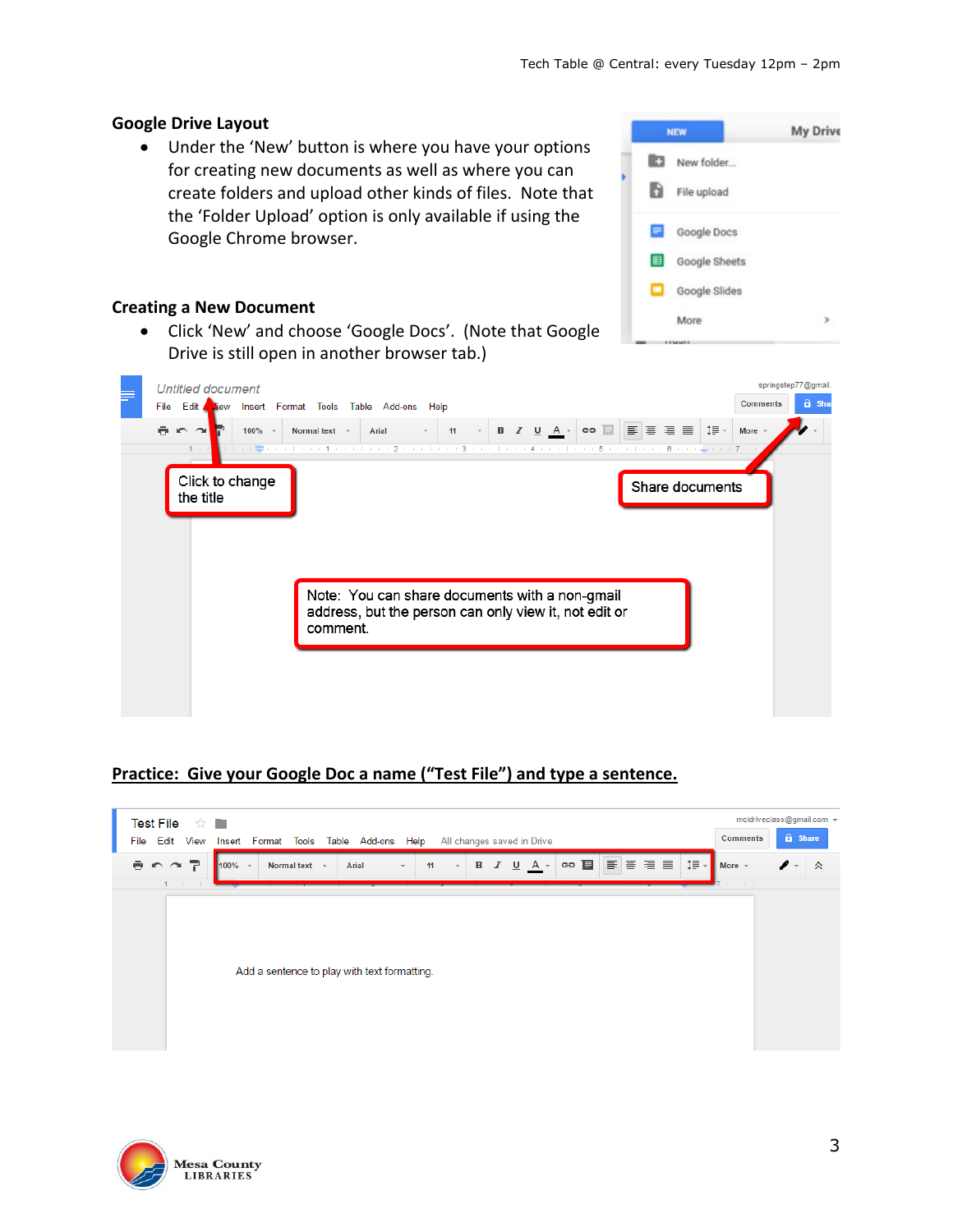## Google Drive Layout

- Under the 'New' button is where you have your options for creating new documents as well as where you can create folders and upload other kinds of files. Note that the 'Folder Upload' option is only available if using the Google Chrome browser.

## Creating a New Document

- Click 'New' and choose 'Google Docs'. (Note that Google Drive is still open in another browser tab.)

Click to change the title

Share documents

Note: You can share documents with a non-gmail address, but the person can only view it, not edit or comment.

**Practice: Give your Google Doc a name ("Test File") and type a sentence.**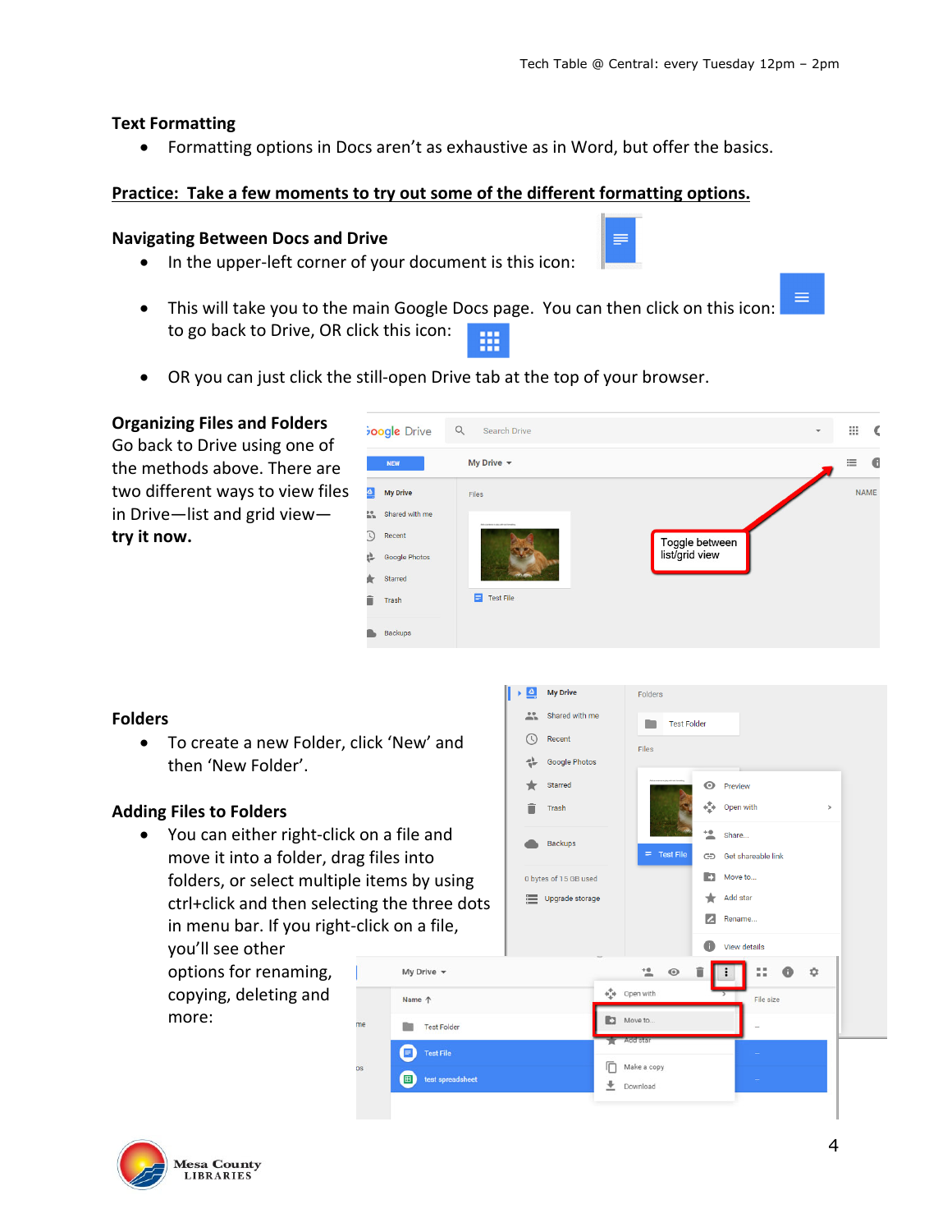**Text Formatting**

- Formatting options in Docs aren't as exhaustive as in Word, but offer the basics.

**Practice: Take a few moments to try out some of the different formatting options.**

**Navigating Between Docs and Drive**

- In the upper-left corner of your document is this icon:
- This will take you to the main Google Docs page. You can then click on this icon: to go back to Drive, OR click this icon:
- OR you can just click the still-open Drive tab at the top of your browser.

**Organizing Files and Folders**

Go back to Drive using one of the methods above. There are two different ways to view files in Drive—list and grid view—**try it now.**

**Folders**

- To create a new Folder, click 'New' and then 'New Folder'.

**Adding Files to Folders**

- You can either right-click on a file and move it into a folder, drag files into folders, or select multiple items by using ctrl+click and then selecting the three dots in menu bar. If you right-click on a file, you'll see other options for renaming, copying, deleting and more: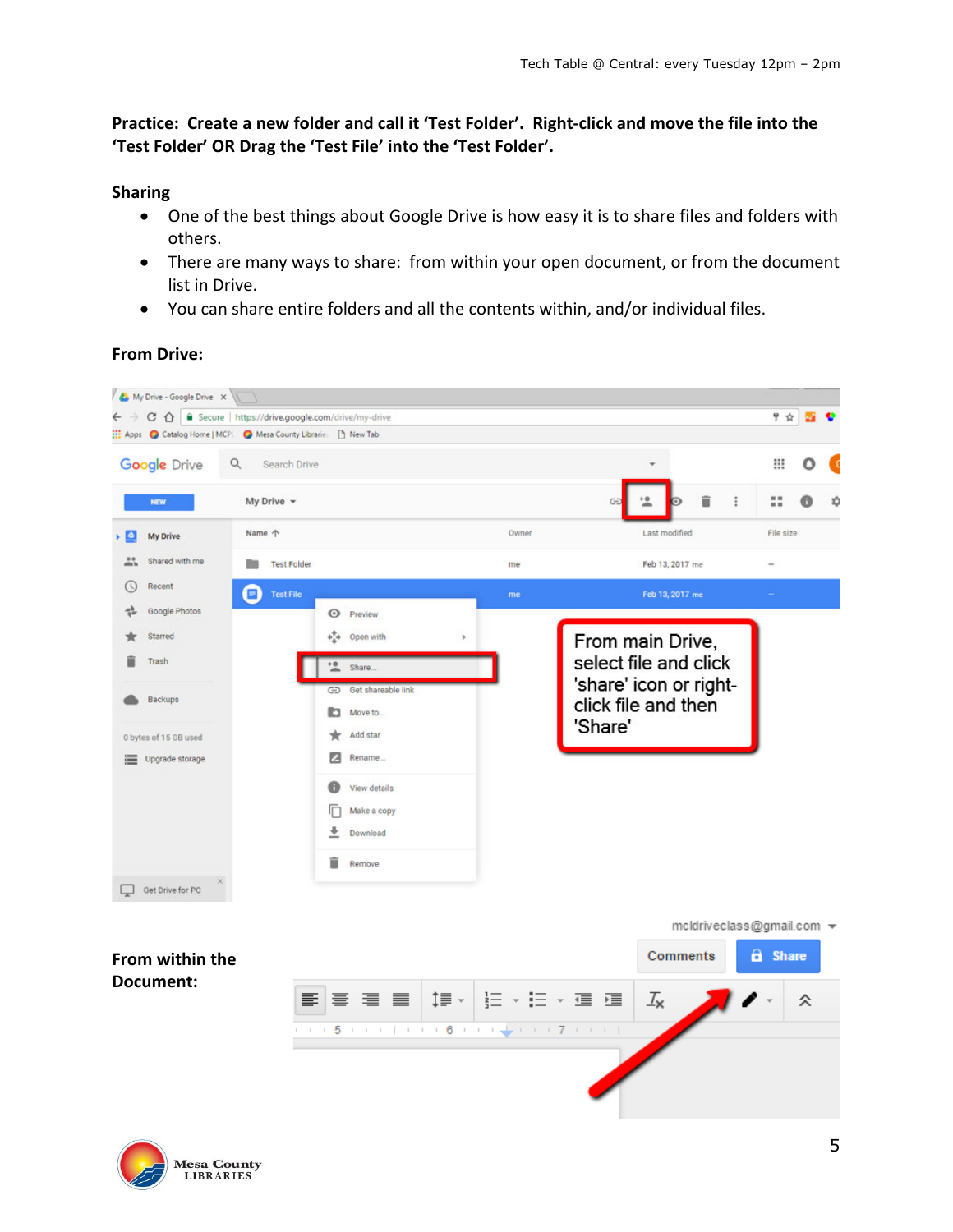**Practice: Create a new folder and call it 'Test Folder'. Right-click and move the file into the 'Test Folder' OR Drag the 'Test File' into the 'Test Folder'.**

## Sharing

- One of the best things about Google Drive is how easy it is to share files and folders with others.
- There are many ways to share: from within your open document, or from the document list in Drive.
- You can share entire folders and all the contents within, and/or individual files.

**From Drive:**

From main Drive, select file and click 'share' icon or right-click file and then 'Share'

**From within the Document:**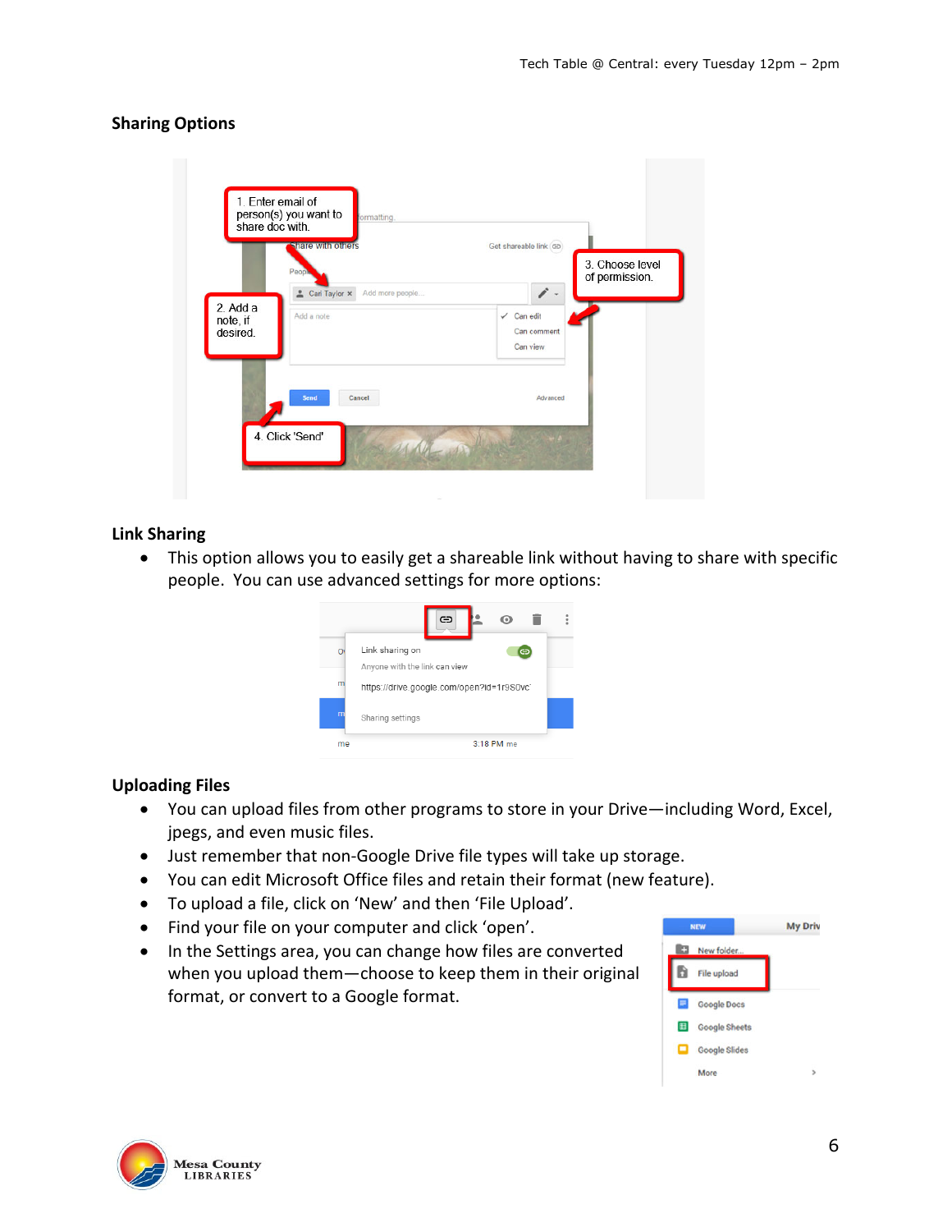## Sharing Options

## Link Sharing

- This option allows you to easily get a shareable link without having to share with specific people. You can use advanced settings for more options:

## Uploading Files

- You can upload files from other programs to store in your Drive—including Word, Excel, jpegs, and even music files.
- Just remember that non-Google Drive file types will take up storage.
- You can edit Microsoft Office files and retain their format (new feature).
- To upload a file, click on ‘New’ and then ‘File Upload’.
- Find your file on your computer and click ‘open’.
- In the Settings area, you can change how files are converted when you upload them—choose to keep them in their original format, or convert to a Google format.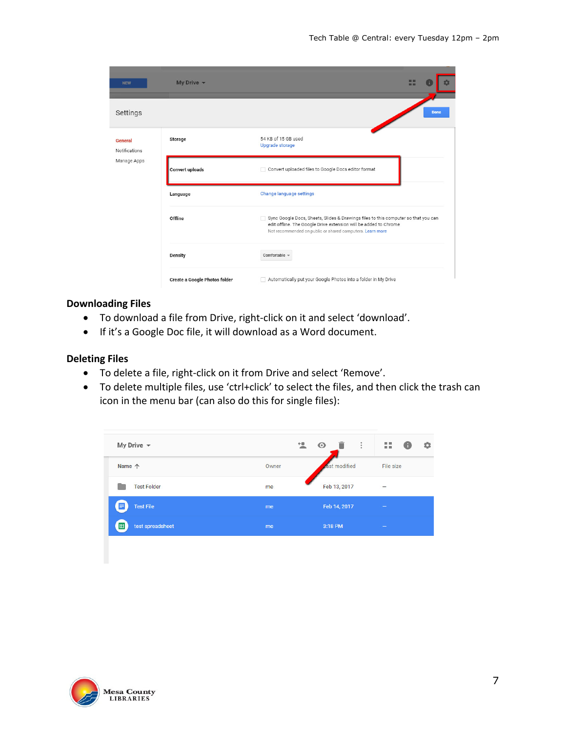## Downloading Files

- To download a file from Drive, right-click on it and select ‘download’.
- If it’s a Google Doc file, it will download as a Word document.

## Deleting Files

- To delete a file, right-click on it from Drive and select ‘Remove’.
- To delete multiple files, use ‘ctrl+click’ to select the files, and then click the trash can icon in the menu bar (can also do this for single files):